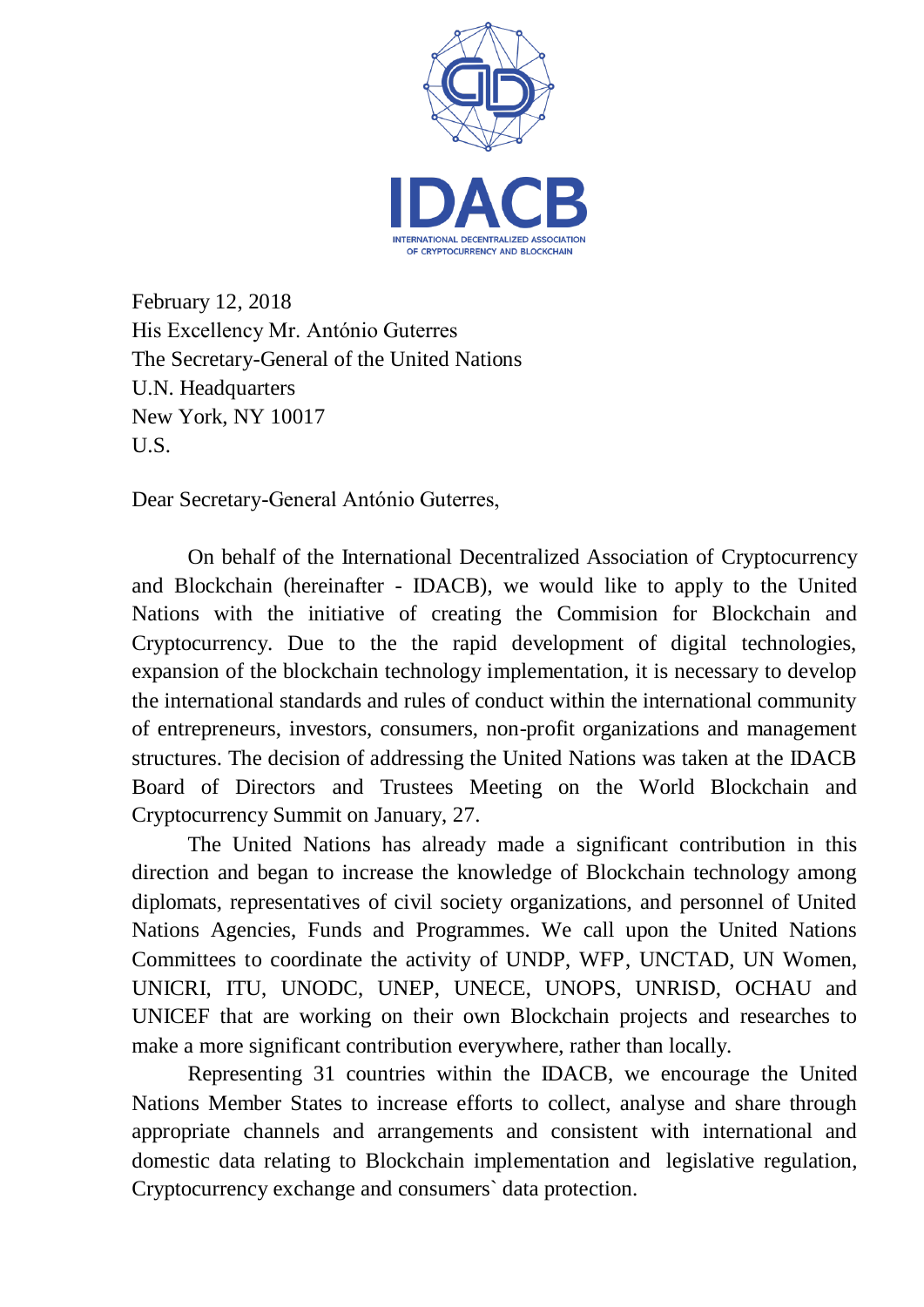**IDACB**

INTERNATIONAL DECENTRALIZED ASSOCIATION
OF CRYPTOCURRENCY AND BLOCKCHAIN

February 12, 2018
His Excellency Mr. António Guterres
The Secretary-General of the United Nations
U.N. Headquarters
New York, NY 10017
U.S.

Dear Secretary-General António Guterres,

On behalf of the International Decentralized Association of Cryptocurrency and Blockchain (hereinafter - IDACB), we would like to apply to the United Nations with the initiative of creating the Commision for Blockchain and Cryptocurrency. Due to the the rapid development of digital technologies, expansion of the blockchain technology implementation, it is necessary to develop the international standards and rules of conduct within the international community of entrepreneurs, investors, consumers, non-profit organizations and management structures. The decision of addressing the United Nations was taken at the IDACB Board of Directors and Trustees Meeting on the World Blockchain and Cryptocurrency Summit on January, 27.

The United Nations has already made a significant contribution in this direction and began to increase the knowledge of Blockchain technology among diplomats, representatives of civil society organizations, and personnel of United Nations Agencies, Funds and Programmes. We call upon the United Nations Committees to coordinate the activity of UNDP, WFP, UNCTAD, UN Women, UNICRI, ITU, UNODC, UNEP, UNECE, UNOPS, UNRISD, OCHAU and UNICEF that are working on their own Blockchain projects and researches to make a more significant contribution everywhere, rather than locally.

Representing 31 countries within the IDACB, we encourage the United Nations Member States to increase efforts to collect, analyse and share through appropriate channels and arrangements and consistent with international and domestic data relating to Blockchain implementation and legislative regulation, Cryptocurrency exchange and consumers` data protection.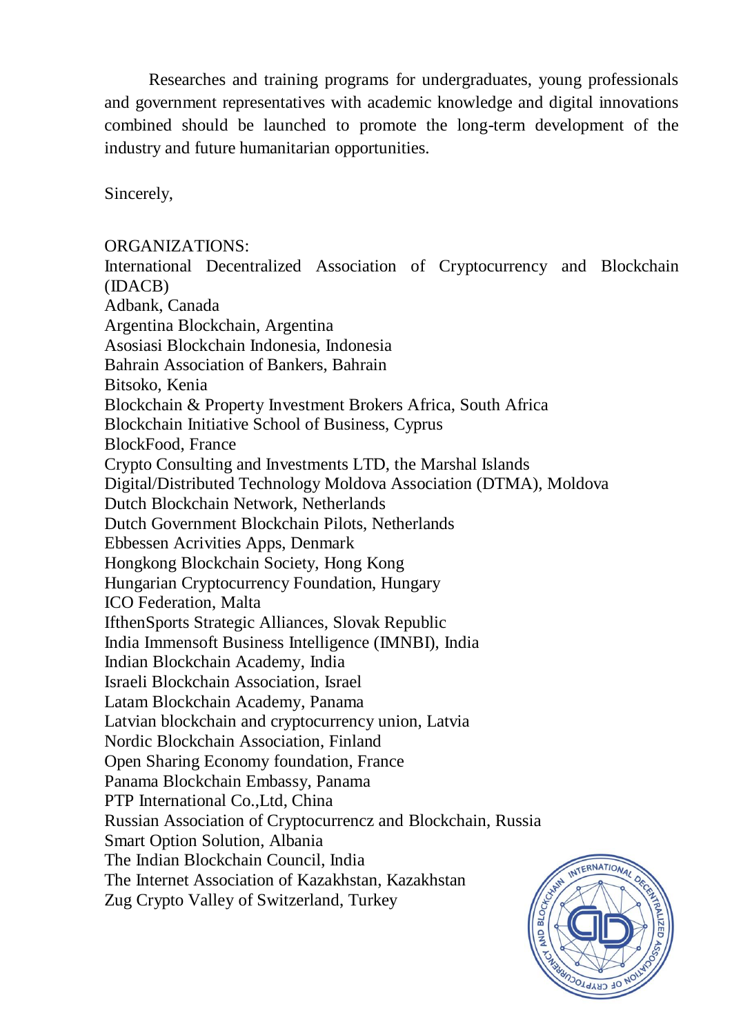Researches and training programs for undergraduates, young professionals and government representatives with academic knowledge and digital innovations combined should be launched to promote the long-term development of the industry and future humanitarian opportunities.

Sincerely,

ORGANIZATIONS:

International Decentralized Association of Cryptocurrency and Blockchain (IDACB)
Adbank, Canada
Argentina Blockchain, Argentina
Asosiasi Blockchain Indonesia, Indonesia
Bahrain Association of Bankers, Bahrain
Bitsoko, Kenia
Blockchain & Property Investment Brokers Africa, South Africa
Blockchain Initiative School of Business, Cyprus
BlockFood, France
Crypto Consulting and Investments LTD, the Marshal Islands
Digital/Distributed Technology Moldova Association (DTMA), Moldova
Dutch Blockchain Network, Netherlands
Dutch Government Blockchain Pilots, Netherlands
Ebbessen Acrivities Apps, Denmark
Hongkong Blockchain Society, Hong Kong
Hungarian Cryptocurrency Foundation, Hungary
ICO Federation, Malta
IfthenSports Strategic Alliances, Slovak Republic
India Immensoft Business Intelligence (IMNBI), India
Indian Blockchain Academy, India
Israeli Blockchain Association, Israel
Latam Blockchain Academy, Panama
Latvian blockchain and cryptocurrency union, Latvia
Nordic Blockchain Association, Finland
Open Sharing Economy foundation, France
Panama Blockchain Embassy, Panama
PTP International Co.,Ltd, China
Russian Association of Cryptocurrencz and Blockchain, Russia
Smart Option Solution, Albania
The Indian Blockchain Council, India
The Internet Association of Kazakhstan, Kazakhstan
Zug Crypto Valley of Switzerland, Turkey